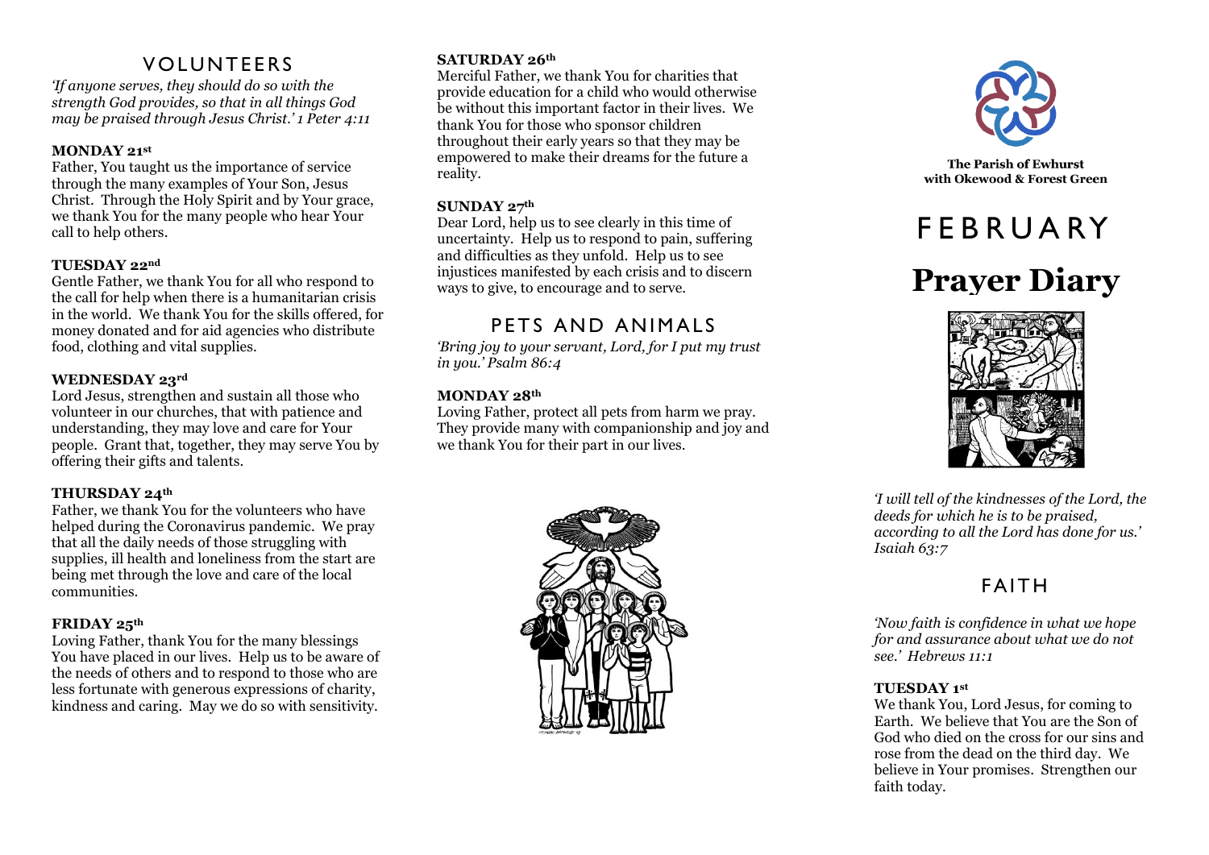## VOLUNTEERS

*'If anyone serves, they should do so with the strength God provides, so that in all things God may be praised through Jesus Christ.' 1 Peter 4:11*

**MONDAY 21st**

Father, You taught us the importance of service through the many examples of Your Son, Jesus Christ. Through the Holy Spirit and by Your grace, we thank You for the many people who hear Your call to help others.

**TUESDAY 22nd**

Gentle Father, we thank You for all who respond to the call for help when there is a humanitarian crisis in the world. We thank You for the skills offered, for money donated and for aid agencies who distribute food, clothing and vital supplies.

**WEDNESDAY 23rd**

Lord Jesus, strengthen and sustain all those who volunteer in our churches, that with patience and understanding, they may love and care for Your people. Grant that, together, they may serve You by offering their gifts and talents.

**THURSDAY 24th**

Father, we thank You for the volunteers who have helped during the Coronavirus pandemic. We pray that all the daily needs of those struggling with supplies, ill health and loneliness from the start are being met through the love and care of the local communities.

**FRIDAY 25th**

Loving Father, thank You for the many blessings You have placed in our lives. Help us to be aware of the needs of others and to respond to those who are less fortunate with generous expressions of charity, kindness and caring. May we do so with sensitivity.

**SATURDAY 26th**

Merciful Father, we thank You for charities that provide education for a child who would otherwise be without this important factor in their lives. We thank You for those who sponsor children throughout their early years so that they may be empowered to make their dreams for the future a reality.

**SUNDAY 27th**

Dear Lord, help us to see clearly in this time of uncertainty. Help us to respond to pain, suffering and difficulties as they unfold. Help us to see injustices manifested by each crisis and to discern ways to give, to encourage and to serve.

## PETS AND ANIMALS

*'Bring joy to your servant, Lord, for I put my trust in you.' Psalm 86:4*

**MONDAY 28th**

Loving Father, protect all pets from harm we pray. They provide many with companionship and joy and we thank You for their part in our lives.

**The Parish of Ewhurst with Okewood & Forest Green**

# FEBRUARY

# Prayer Diary

*'I will tell of the kindnesses of the Lord, the deeds for which he is to be praised, according to all the Lord has done for us.' Isaiah 63:7*

## FAITH

*'Now faith is confidence in what we hope for and assurance about what we do not see.' Hebrews 11:1*

**TUESDAY 1st**

We thank You, Lord Jesus, for coming to Earth. We believe that You are the Son of God who died on the cross for our sins and rose from the dead on the third day. We believe in Your promises. Strengthen our faith today.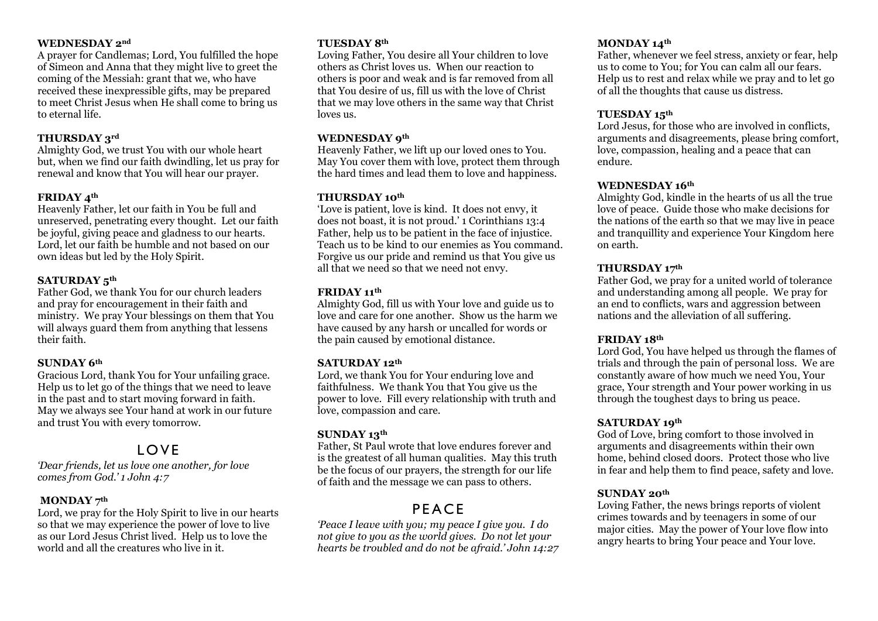**WEDNESDAY 2nd**

A prayer for Candlemas; Lord, You fulfilled the hope of Simeon and Anna that they might live to greet the coming of the Messiah: grant that we, who have received these inexpressible gifts, may be prepared to meet Christ Jesus when He shall come to bring us to eternal life.

**THURSDAY 3rd**

Almighty God, we trust You with our whole heart but, when we find our faith dwindling, let us pray for renewal and know that You will hear our prayer.

**FRIDAY 4th**

Heavenly Father, let our faith in You be full and unreserved, penetrating every thought. Let our faith be joyful, giving peace and gladness to our hearts. Lord, let our faith be humble and not based on our own ideas but led by the Holy Spirit.

**SATURDAY 5th**

Father God, we thank You for our church leaders and pray for encouragement in their faith and ministry. We pray Your blessings on them that You will always guard them from anything that lessens their faith.

**SUNDAY 6th**

Gracious Lord, thank You for Your unfailing grace. Help us to let go of the things that we need to leave in the past and to start moving forward in faith. May we always see Your hand at work in our future and trust You with every tomorrow.

## LOVE

*'Dear friends, let us love one another, for love comes from God.' 1 John 4:7*

**MONDAY 7th**

Lord, we pray for the Holy Spirit to live in our hearts so that we may experience the power of love to live as our Lord Jesus Christ lived. Help us to love the world and all the creatures who live in it.

**TUESDAY 8th**

Loving Father, You desire all Your children to love others as Christ loves us. When our reaction to others is poor and weak and is far removed from all that You desire of us, fill us with the love of Christ that we may love others in the same way that Christ loves us.

**WEDNESDAY 9th**

Heavenly Father, we lift up our loved ones to You. May You cover them with love, protect them through the hard times and lead them to love and happiness.

**THURSDAY 10th**

'Love is patient, love is kind. It does not envy, it does not boast, it is not proud.' 1 Corinthians 13:4
Father, help us to be patient in the face of injustice. Teach us to be kind to our enemies as You command. Forgive us our pride and remind us that You give us all that we need so that we need not envy.

**FRIDAY 11th**

Almighty God, fill us with Your love and guide us to love and care for one another. Show us the harm we have caused by any harsh or uncalled for words or the pain caused by emotional distance.

**SATURDAY 12th**

Lord, we thank You for Your enduring love and faithfulness. We thank You that You give us the power to love. Fill every relationship with truth and love, compassion and care.

**SUNDAY 13th**

Father, St Paul wrote that love endures forever and is the greatest of all human qualities. May this truth be the focus of our prayers, the strength for our life of faith and the message we can pass to others.

## PEACE

*'Peace I leave with you; my peace I give you. I do not give to you as the world gives. Do not let your hearts be troubled and do not be afraid.' John 14:27*

**MONDAY 14th**

Father, whenever we feel stress, anxiety or fear, help us to come to You; for You can calm all our fears. Help us to rest and relax while we pray and to let go of all the thoughts that cause us distress.

**TUESDAY 15th**

Lord Jesus, for those who are involved in conflicts, arguments and disagreements, please bring comfort, love, compassion, healing and a peace that can endure.

**WEDNESDAY 16th**

Almighty God, kindle in the hearts of us all the true love of peace. Guide those who make decisions for the nations of the earth so that we may live in peace and tranquillity and experience Your Kingdom here on earth.

**THURSDAY 17th**

Father God, we pray for a united world of tolerance and understanding among all people. We pray for an end to conflicts, wars and aggression between nations and the alleviation of all suffering.

**FRIDAY 18th**

Lord God, You have helped us through the flames of trials and through the pain of personal loss. We are constantly aware of how much we need You, Your grace, Your strength and Your power working in us through the toughest days to bring us peace.

**SATURDAY 19th**

God of Love, bring comfort to those involved in arguments and disagreements within their own home, behind closed doors. Protect those who live in fear and help them to find peace, safety and love.

**SUNDAY 20th**

Loving Father, the news brings reports of violent crimes towards and by teenagers in some of our major cities. May the power of Your love flow into angry hearts to bring Your peace and Your love.